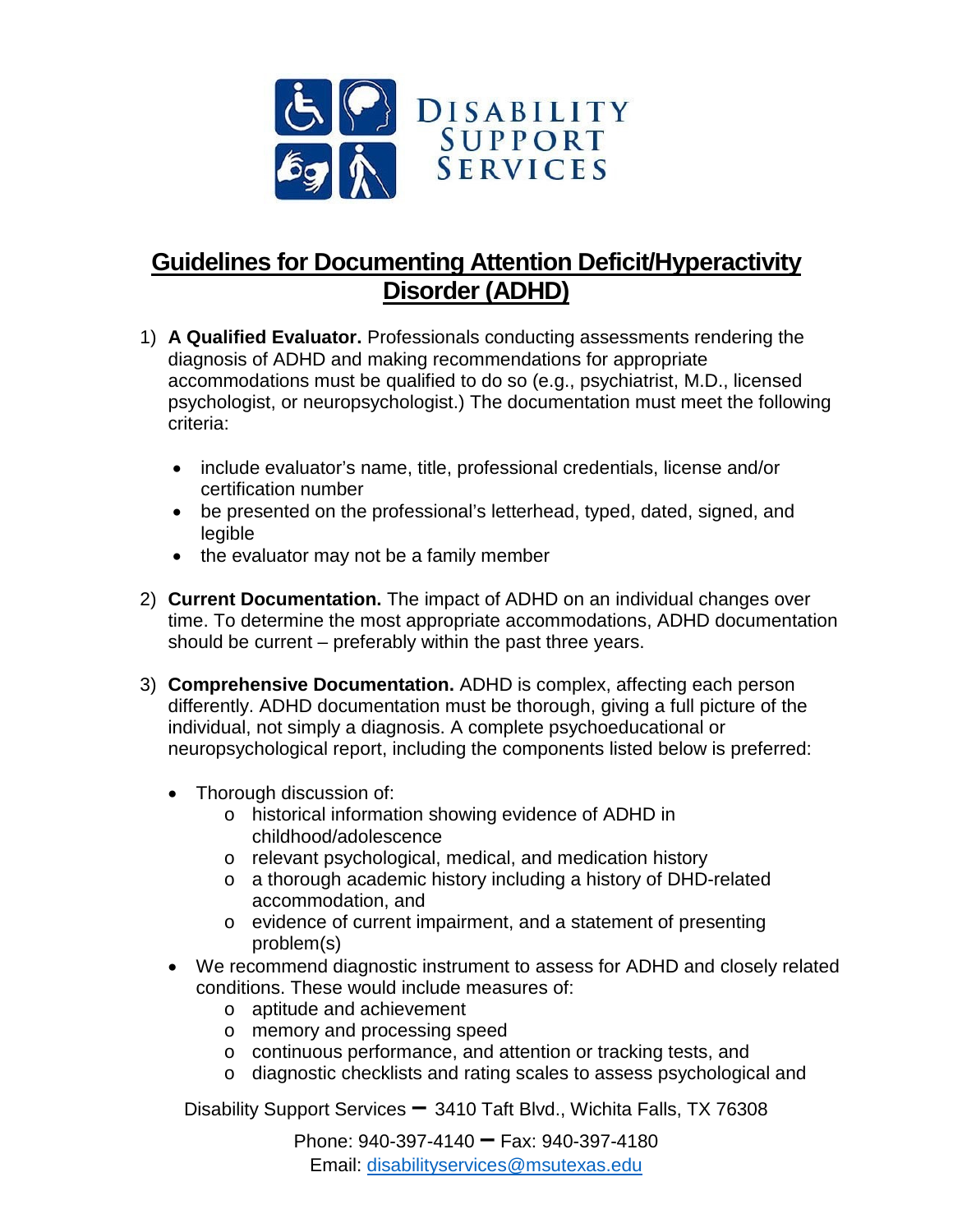DISABILITY SUPPORT SERVICES

# Guidelines for Documenting Attention Deficit/Hyperactivity Disorder (ADHD)

1) **A Qualified Evaluator.** Professionals conducting assessments rendering the diagnosis of ADHD and making recommendations for appropriate accommodations must be qualified to do so (e.g., psychiatrist, M.D., licensed psychologist, or neuropsychologist.) The documentation must meet the following criteria:

    - include evaluator's name, title, professional credentials, license and/or certification number
    - be presented on the professional's letterhead, typed, dated, signed, and legible
    - the evaluator may not be a family member

2) **Current Documentation.** The impact of ADHD on an individual changes over time. To determine the most appropriate accommodations, ADHD documentation should be current – preferably within the past three years.

3) **Comprehensive Documentation.** ADHD is complex, affecting each person differently. ADHD documentation must be thorough, giving a full picture of the individual, not simply a diagnosis. A complete psychoeducational or neuropsychological report, including the components listed below is preferred:

    - Thorough discussion of:
        - historical information showing evidence of ADHD in childhood/adolescence
        - relevant psychological, medical, and medication history
        - a thorough academic history including a history of DHD-related accommodation, and
        - evidence of current impairment, and a statement of presenting problem(s)
    - We recommend diagnostic instrument to assess for ADHD and closely related conditions. These would include measures of:
        - aptitude and achievement
        - memory and processing speed
        - continuous performance, and attention or tracking tests, and
        - diagnostic checklists and rating scales to assess psychological and

Disability Support Services – 3410 Taft Blvd., Wichita Falls, TX 76308

Phone: 940-397-4140 – Fax: 940-397-4180

Email: disabilityservices@msutexas.edu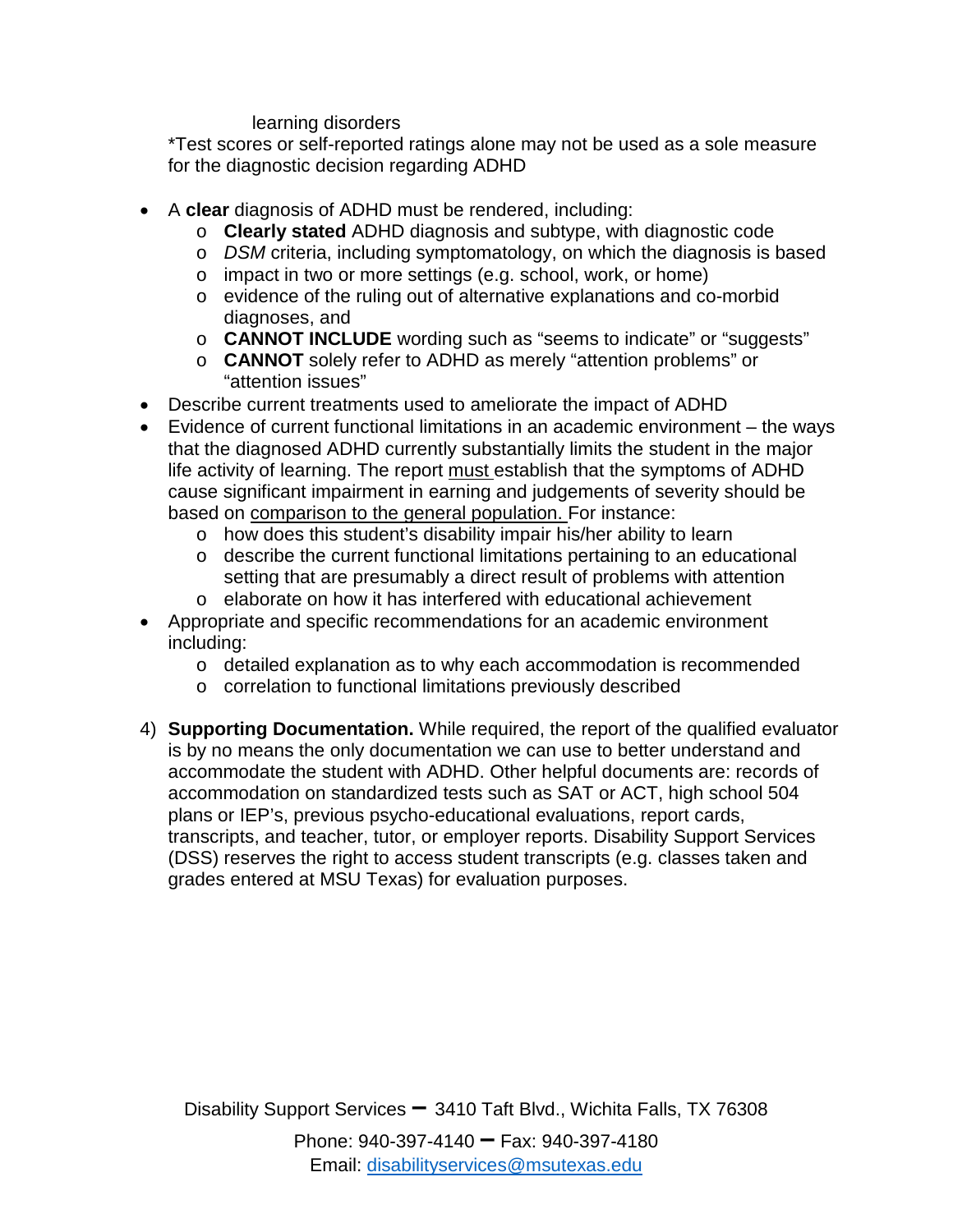learning disorders

*Test scores or self-reported ratings alone may not be used as a sole measure for the diagnostic decision regarding ADHD

- A **clear** diagnosis of ADHD must be rendered, including:
  - **Clearly stated** ADHD diagnosis and subtype, with diagnostic code
  - *DSM* criteria, including symptomatology, on which the diagnosis is based
  - impact in two or more settings (e.g. school, work, or home)
  - evidence of the ruling out of alternative explanations and co-morbid diagnoses, and
  - **CANNOT INCLUDE** wording such as "seems to indicate" or "suggests"
  - **CANNOT** solely refer to ADHD as merely "attention problems" or "attention issues"
- Describe current treatments used to ameliorate the impact of ADHD
- Evidence of current functional limitations in an academic environment – the ways that the diagnosed ADHD currently substantially limits the student in the major life activity of learning. The report <u>must</u> establish that the symptoms of ADHD cause significant impairment in earning and judgements of severity should be based on <u>comparison to the general population.</u> For instance:
  - how does this student's disability impair his/her ability to learn
  - describe the current functional limitations pertaining to an educational setting that are presumably a direct result of problems with attention
  - elaborate on how it has interfered with educational achievement
- Appropriate and specific recommendations for an academic environment including:
  - detailed explanation as to why each accommodation is recommended
  - correlation to functional limitations previously described

4) **Supporting Documentation.** While required, the report of the qualified evaluator is by no means the only documentation we can use to better understand and accommodate the student with ADHD. Other helpful documents are: records of accommodation on standardized tests such as SAT or ACT, high school 504 plans or IEP's, previous psycho-educational evaluations, report cards, transcripts, and teacher, tutor, or employer reports. Disability Support Services (DSS) reserves the right to access student transcripts (e.g. classes taken and grades entered at MSU Texas) for evaluation purposes.

Disability Support Services – 3410 Taft Blvd., Wichita Falls, TX 76308

Phone: 940-397-4140 – Fax: 940-397-4180

Email: disabilityservices@msutexas.edu